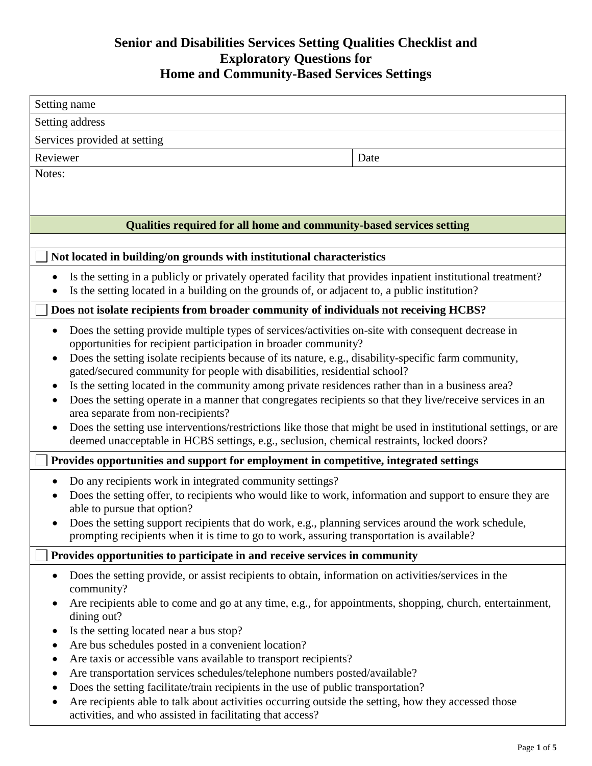# Senior and Disabilities Services Setting Qualities Checklist and Exploratory Questions for Home and Community-Based Services Settings

| Setting name | |
|---|---|
| Setting address | |
| Services provided at setting | |
| Reviewer | Date |
| Notes: | |

## Qualities required for all home and community-based services setting

☐ **Not located in building/on grounds with institutional characteristics**

- Is the setting in a publicly or privately operated facility that provides inpatient institutional treatment?
- Is the setting located in a building on the grounds of, or adjacent to, a public institution?

☐ **Does not isolate recipients from broader community of individuals not receiving HCBS?**

- Does the setting provide multiple types of services/activities on-site with consequent decrease in opportunities for recipient participation in broader community?
- Does the setting isolate recipients because of its nature, e.g., disability-specific farm community, gated/secured community for people with disabilities, residential school?
- Is the setting located in the community among private residences rather than in a business area?
- Does the setting operate in a manner that congregates recipients so that they live/receive services in an area separate from non-recipients?
- Does the setting use interventions/restrictions like those that might be used in institutional settings, or are deemed unacceptable in HCBS settings, e.g., seclusion, chemical restraints, locked doors?

☐ **Provides opportunities and support for employment in competitive, integrated settings**

- Do any recipients work in integrated community settings?
- Does the setting offer, to recipients who would like to work, information and support to ensure they are able to pursue that option?
- Does the setting support recipients that do work, e.g., planning services around the work schedule, prompting recipients when it is time to go to work, assuring transportation is available?

☐ **Provides opportunities to participate in and receive services in community**

- Does the setting provide, or assist recipients to obtain, information on activities/services in the community?
- Are recipients able to come and go at any time, e.g., for appointments, shopping, church, entertainment, dining out?
- Is the setting located near a bus stop?
- Are bus schedules posted in a convenient location?
- Are taxis or accessible vans available to transport recipients?
- Are transportation services schedules/telephone numbers posted/available?
- Does the setting facilitate/train recipients in the use of public transportation?
- Are recipients able to talk about activities occurring outside the setting, how they accessed those activities, and who assisted in facilitating that access?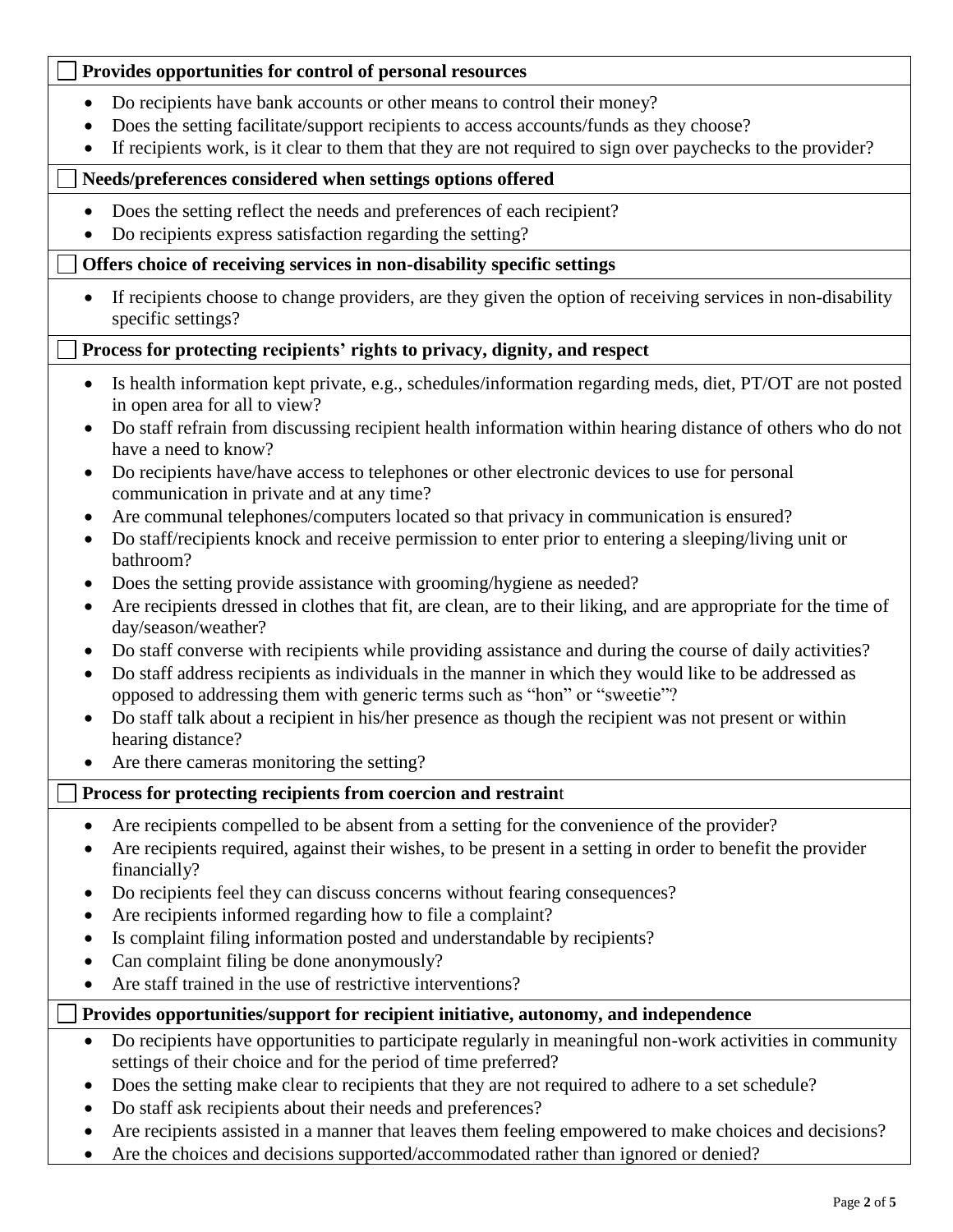☐ **Provides opportunities for control of personal resources**

- Do recipients have bank accounts or other means to control their money?
- Does the setting facilitate/support recipients to access accounts/funds as they choose?
- If recipients work, is it clear to them that they are not required to sign over paychecks to the provider?

☐ **Needs/preferences considered when settings options offered**

- Does the setting reflect the needs and preferences of each recipient?
- Do recipients express satisfaction regarding the setting?

☐ **Offers choice of receiving services in non-disability specific settings**

- If recipients choose to change providers, are they given the option of receiving services in non-disability specific settings?

☐ **Process for protecting recipients' rights to privacy, dignity, and respect**

- Is health information kept private, e.g., schedules/information regarding meds, diet, PT/OT are not posted in open area for all to view?
- Do staff refrain from discussing recipient health information within hearing distance of others who do not have a need to know?
- Do recipients have/have access to telephones or other electronic devices to use for personal communication in private and at any time?
- Are communal telephones/computers located so that privacy in communication is ensured?
- Do staff/recipients knock and receive permission to enter prior to entering a sleeping/living unit or bathroom?
- Does the setting provide assistance with grooming/hygiene as needed?
- Are recipients dressed in clothes that fit, are clean, are to their liking, and are appropriate for the time of day/season/weather?
- Do staff converse with recipients while providing assistance and during the course of daily activities?
- Do staff address recipients as individuals in the manner in which they would like to be addressed as opposed to addressing them with generic terms such as "hon" or "sweetie"?
- Do staff talk about a recipient in his/her presence as though the recipient was not present or within hearing distance?
- Are there cameras monitoring the setting?

☐ **Process for protecting recipients from coercion and restraint**

- Are recipients compelled to be absent from a setting for the convenience of the provider?
- Are recipients required, against their wishes, to be present in a setting in order to benefit the provider financially?
- Do recipients feel they can discuss concerns without fearing consequences?
- Are recipients informed regarding how to file a complaint?
- Is complaint filing information posted and understandable by recipients?
- Can complaint filing be done anonymously?
- Are staff trained in the use of restrictive interventions?

☐ **Provides opportunities/support for recipient initiative, autonomy, and independence**

- Do recipients have opportunities to participate regularly in meaningful non-work activities in community settings of their choice and for the period of time preferred?
- Does the setting make clear to recipients that they are not required to adhere to a set schedule?
- Do staff ask recipients about their needs and preferences?
- Are recipients assisted in a manner that leaves them feeling empowered to make choices and decisions?
- Are the choices and decisions supported/accommodated rather than ignored or denied?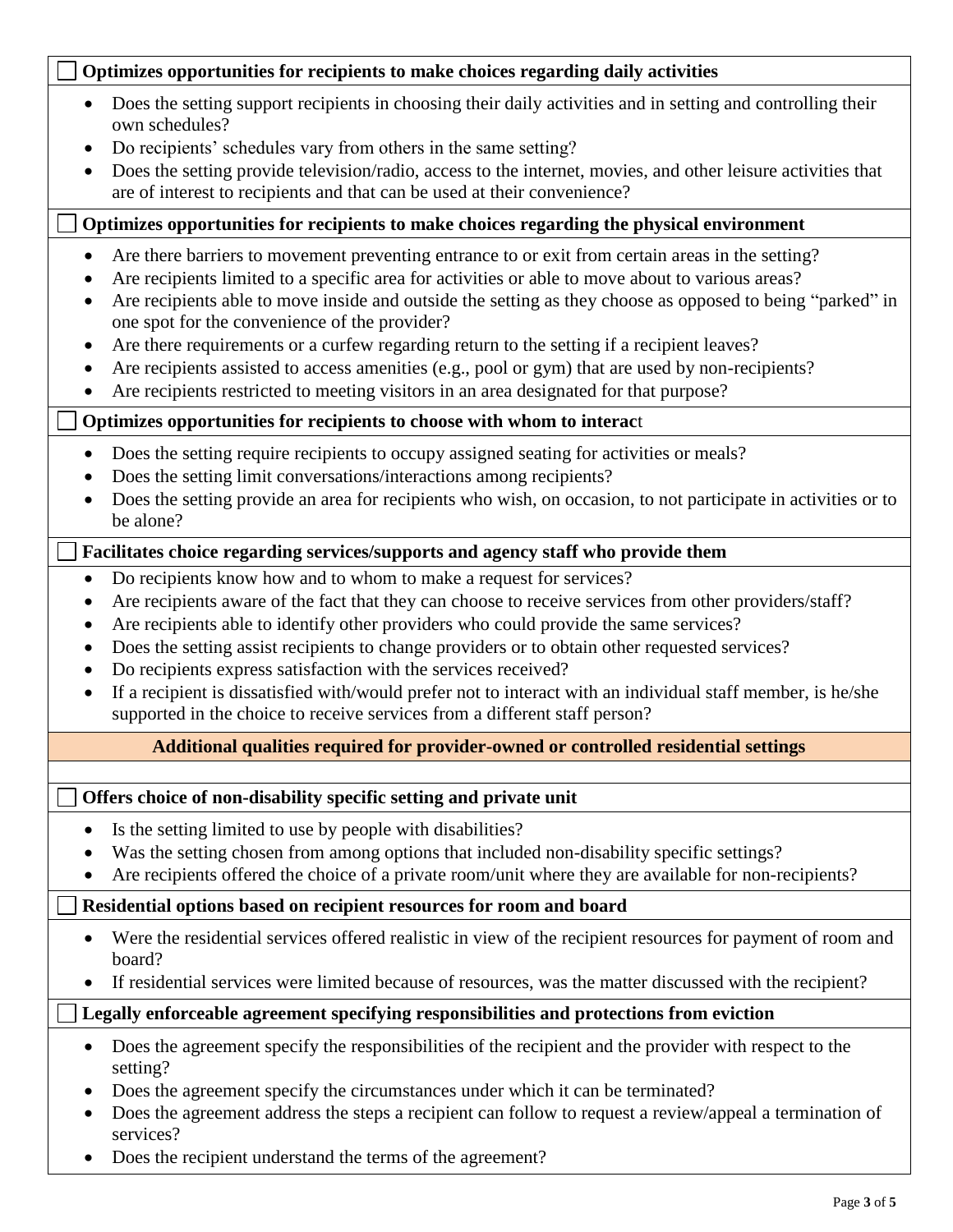☐ **Optimizes opportunities for recipients to make choices regarding daily activities**

- Does the setting support recipients in choosing their daily activities and in setting and controlling their own schedules?
- Do recipients' schedules vary from others in the same setting?
- Does the setting provide television/radio, access to the internet, movies, and other leisure activities that are of interest to recipients and that can be used at their convenience?

☐ **Optimizes opportunities for recipients to make choices regarding the physical environment**

- Are there barriers to movement preventing entrance to or exit from certain areas in the setting?
- Are recipients limited to a specific area for activities or able to move about to various areas?
- Are recipients able to move inside and outside the setting as they choose as opposed to being "parked" in one spot for the convenience of the provider?
- Are there requirements or a curfew regarding return to the setting if a recipient leaves?
- Are recipients assisted to access amenities (e.g., pool or gym) that are used by non-recipients?
- Are recipients restricted to meeting visitors in an area designated for that purpose?

☐ **Optimizes opportunities for recipients to choose with whom to interac**t

- Does the setting require recipients to occupy assigned seating for activities or meals?
- Does the setting limit conversations/interactions among recipients?
- Does the setting provide an area for recipients who wish, on occasion, to not participate in activities or to be alone?

☐ **Facilitates choice regarding services/supports and agency staff who provide them**

- Do recipients know how and to whom to make a request for services?
- Are recipients aware of the fact that they can choose to receive services from other providers/staff?
- Are recipients able to identify other providers who could provide the same services?
- Does the setting assist recipients to change providers or to obtain other requested services?
- Do recipients express satisfaction with the services received?
- If a recipient is dissatisfied with/would prefer not to interact with an individual staff member, is he/she supported in the choice to receive services from a different staff person?

**Additional qualities required for provider-owned or controlled residential settings**

☐ **Offers choice of non-disability specific setting and private unit**

- Is the setting limited to use by people with disabilities?
- Was the setting chosen from among options that included non-disability specific settings?
- Are recipients offered the choice of a private room/unit where they are available for non-recipients?

☐ **Residential options based on recipient resources for room and board**

- Were the residential services offered realistic in view of the recipient resources for payment of room and board?
- If residential services were limited because of resources, was the matter discussed with the recipient?

☐ **Legally enforceable agreement specifying responsibilities and protections from eviction**

- Does the agreement specify the responsibilities of the recipient and the provider with respect to the setting?
- Does the agreement specify the circumstances under which it can be terminated?
- Does the agreement address the steps a recipient can follow to request a review/appeal a termination of services?
- Does the recipient understand the terms of the agreement?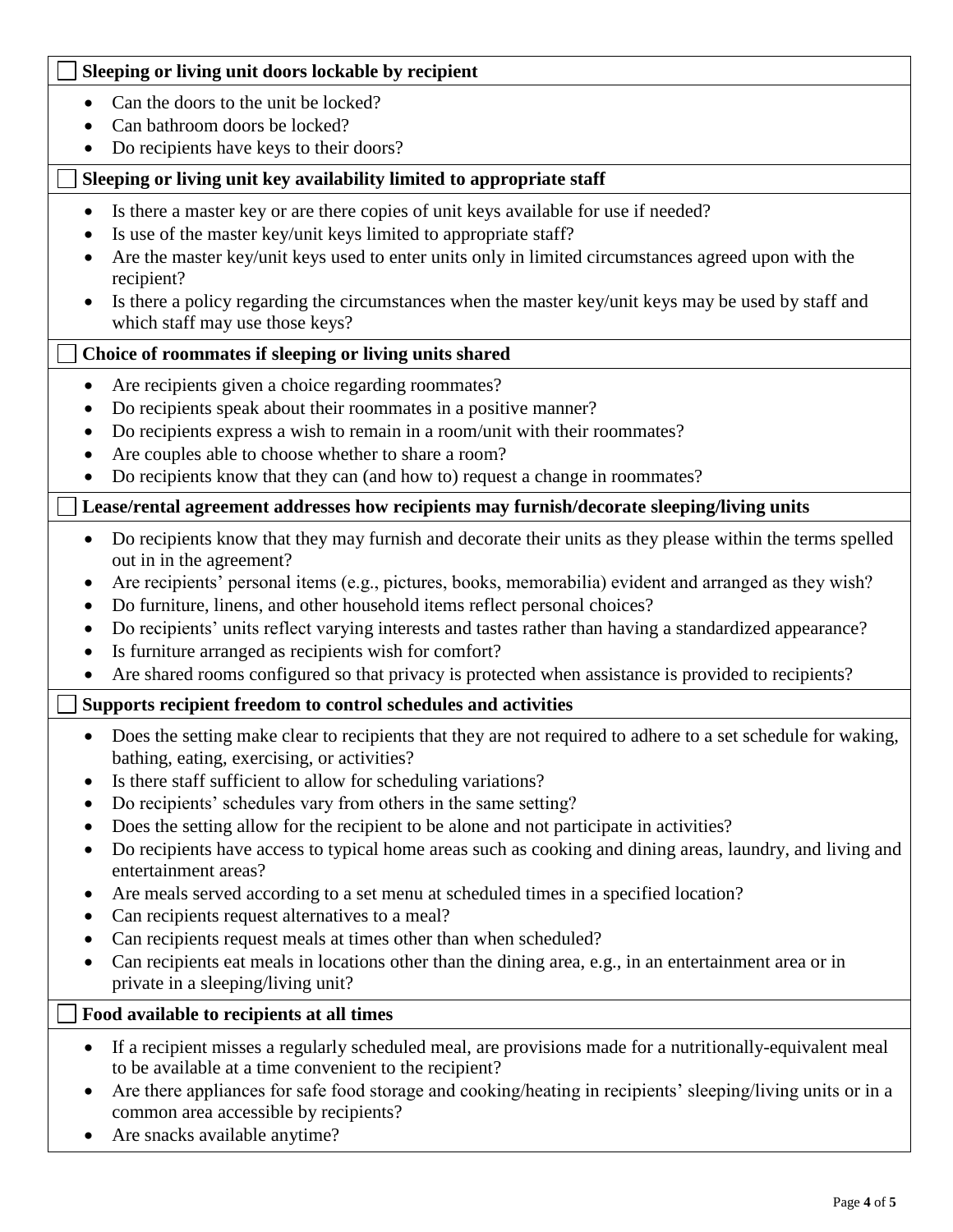- [ ] **Sleeping or living unit doors lockable by recipient**

- Can the doors to the unit be locked?
- Can bathroom doors be locked?
- Do recipients have keys to their doors?

- [ ] **Sleeping or living unit key availability limited to appropriate staff**

- Is there a master key or are there copies of unit keys available for use if needed?
- Is use of the master key/unit keys limited to appropriate staff?
- Are the master key/unit keys used to enter units only in limited circumstances agreed upon with the recipient?
- Is there a policy regarding the circumstances when the master key/unit keys may be used by staff and which staff may use those keys?

- [ ] **Choice of roommates if sleeping or living units shared**

- Are recipients given a choice regarding roommates?
- Do recipients speak about their roommates in a positive manner?
- Do recipients express a wish to remain in a room/unit with their roommates?
- Are couples able to choose whether to share a room?
- Do recipients know that they can (and how to) request a change in roommates?

- [ ] **Lease/rental agreement addresses how recipients may furnish/decorate sleeping/living units**

- Do recipients know that they may furnish and decorate their units as they please within the terms spelled out in in the agreement?
- Are recipients' personal items (e.g., pictures, books, memorabilia) evident and arranged as they wish?
- Do furniture, linens, and other household items reflect personal choices?
- Do recipients' units reflect varying interests and tastes rather than having a standardized appearance?
- Is furniture arranged as recipients wish for comfort?
- Are shared rooms configured so that privacy is protected when assistance is provided to recipients?

- [ ] **Supports recipient freedom to control schedules and activities**

- Does the setting make clear to recipients that they are not required to adhere to a set schedule for waking, bathing, eating, exercising, or activities?
- Is there staff sufficient to allow for scheduling variations?
- Do recipients' schedules vary from others in the same setting?
- Does the setting allow for the recipient to be alone and not participate in activities?
- Do recipients have access to typical home areas such as cooking and dining areas, laundry, and living and entertainment areas?
- Are meals served according to a set menu at scheduled times in a specified location?
- Can recipients request alternatives to a meal?
- Can recipients request meals at times other than when scheduled?
- Can recipients eat meals in locations other than the dining area, e.g., in an entertainment area or in private in a sleeping/living unit?

- [ ] **Food available to recipients at all times**

- If a recipient misses a regularly scheduled meal, are provisions made for a nutritionally-equivalent meal to be available at a time convenient to the recipient?
- Are there appliances for safe food storage and cooking/heating in recipients' sleeping/living units or in a common area accessible by recipients?
- Are snacks available anytime?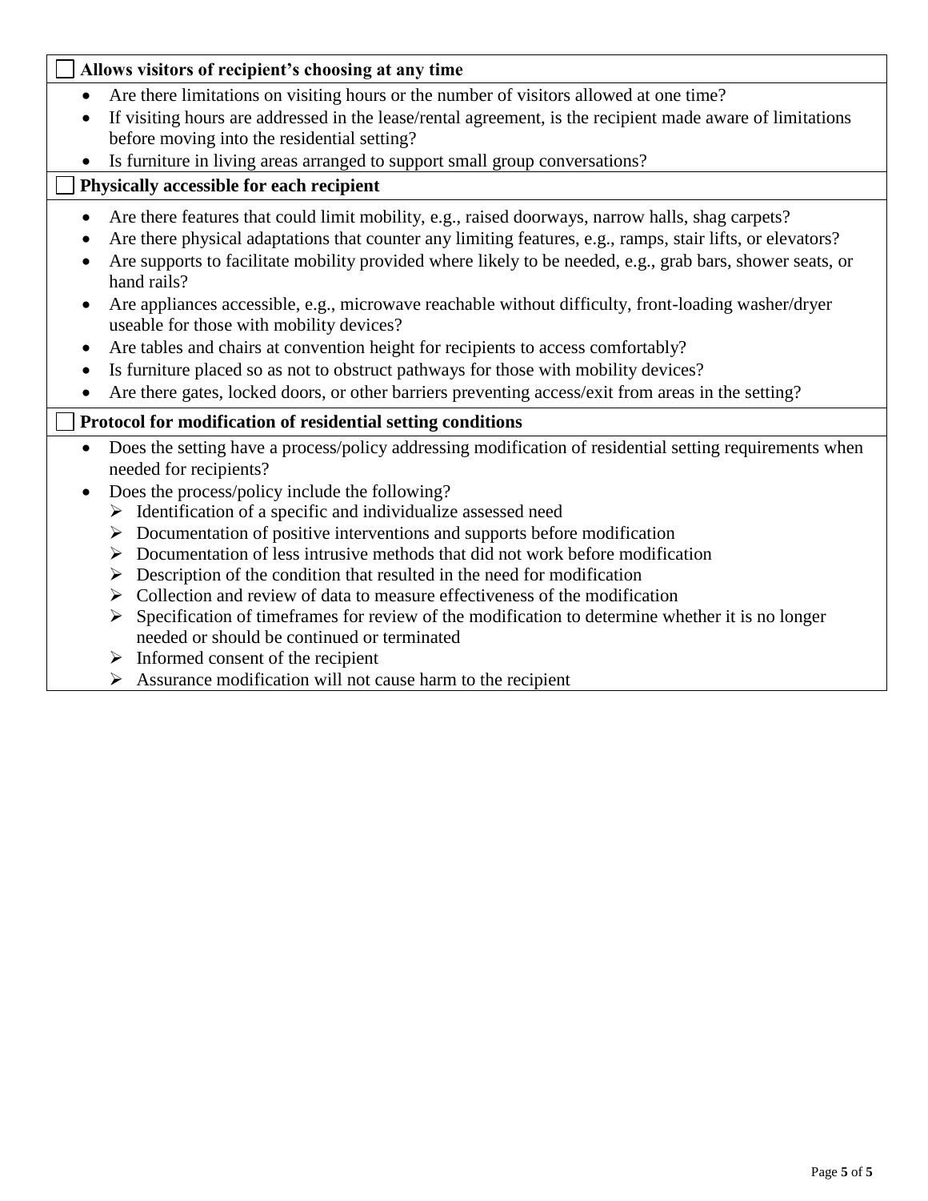- [ ] **Allows visitors of recipient's choosing at any time**

- Are there limitations on visiting hours or the number of visitors allowed at one time?
- If visiting hours are addressed in the lease/rental agreement, is the recipient made aware of limitations before moving into the residential setting?
- Is furniture in living areas arranged to support small group conversations?

- [ ] **Physically accessible for each recipient**

- Are there features that could limit mobility, e.g., raised doorways, narrow halls, shag carpets?
- Are there physical adaptations that counter any limiting features, e.g., ramps, stair lifts, or elevators?
- Are supports to facilitate mobility provided where likely to be needed, e.g., grab bars, shower seats, or hand rails?
- Are appliances accessible, e.g., microwave reachable without difficulty, front-loading washer/dryer useable for those with mobility devices?
- Are tables and chairs at convention height for recipients to access comfortably?
- Is furniture placed so as not to obstruct pathways for those with mobility devices?
- Are there gates, locked doors, or other barriers preventing access/exit from areas in the setting?

- [ ] **Protocol for modification of residential setting conditions**

- Does the setting have a process/policy addressing modification of residential setting requirements when needed for recipients?
- Does the process/policy include the following?
  - Identification of a specific and individualize assessed need
  - Documentation of positive interventions and supports before modification
  - Documentation of less intrusive methods that did not work before modification
  - Description of the condition that resulted in the need for modification
  - Collection and review of data to measure effectiveness of the modification
  - Specification of timeframes for review of the modification to determine whether it is no longer needed or should be continued or terminated
  - Informed consent of the recipient
  - Assurance modification will not cause harm to the recipient